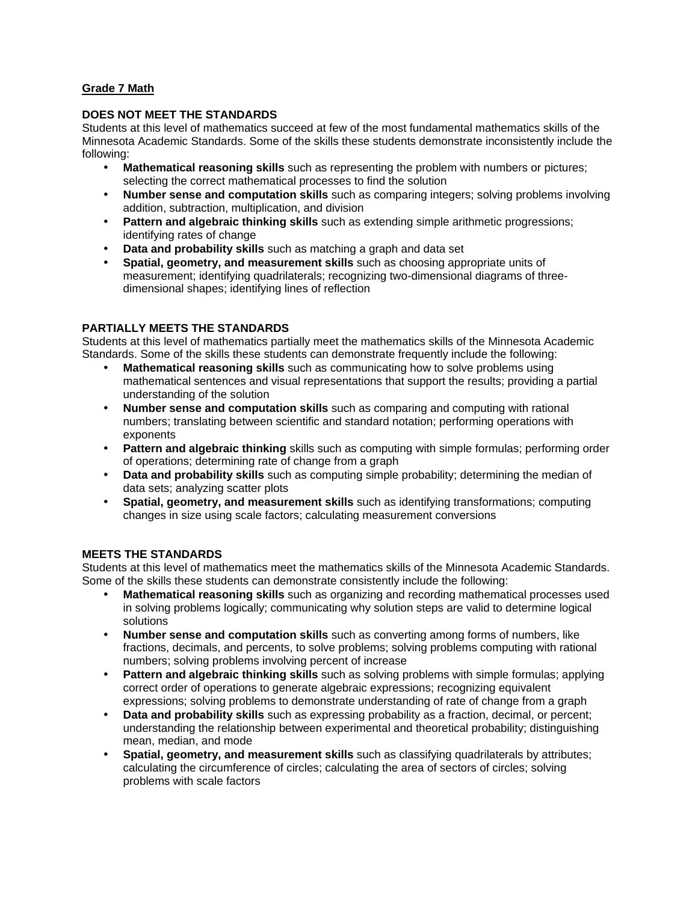**Grade 7 Math**

**DOES NOT MEET THE STANDARDS**

Students at this level of mathematics succeed at few of the most fundamental mathematics skills of the Minnesota Academic Standards. Some of the skills these students demonstrate inconsistently include the following:

- **Mathematical reasoning skills** such as representing the problem with numbers or pictures; selecting the correct mathematical processes to find the solution
- **Number sense and computation skills** such as comparing integers; solving problems involving addition, subtraction, multiplication, and division
- **Pattern and algebraic thinking skills** such as extending simple arithmetic progressions; identifying rates of change
- **Data and probability skills** such as matching a graph and data set
- **Spatial, geometry, and measurement skills** such as choosing appropriate units of measurement; identifying quadrilaterals; recognizing two-dimensional diagrams of three-dimensional shapes; identifying lines of reflection

**PARTIALLY MEETS THE STANDARDS**

Students at this level of mathematics partially meet the mathematics skills of the Minnesota Academic Standards. Some of the skills these students can demonstrate frequently include the following:

- **Mathematical reasoning skills** such as communicating how to solve problems using mathematical sentences and visual representations that support the results; providing a partial understanding of the solution
- **Number sense and computation skills** such as comparing and computing with rational numbers; translating between scientific and standard notation; performing operations with exponents
- **Pattern and algebraic thinking** skills such as computing with simple formulas; performing order of operations; determining rate of change from a graph
- **Data and probability skills** such as computing simple probability; determining the median of data sets; analyzing scatter plots
- **Spatial, geometry, and measurement skills** such as identifying transformations; computing changes in size using scale factors; calculating measurement conversions

**MEETS THE STANDARDS**

Students at this level of mathematics meet the mathematics skills of the Minnesota Academic Standards. Some of the skills these students can demonstrate consistently include the following:

- **Mathematical reasoning skills** such as organizing and recording mathematical processes used in solving problems logically; communicating why solution steps are valid to determine logical solutions
- **Number sense and computation skills** such as converting among forms of numbers, like fractions, decimals, and percents, to solve problems; solving problems computing with rational numbers; solving problems involving percent of increase
- **Pattern and algebraic thinking skills** such as solving problems with simple formulas; applying correct order of operations to generate algebraic expressions; recognizing equivalent expressions; solving problems to demonstrate understanding of rate of change from a graph
- **Data and probability skills** such as expressing probability as a fraction, decimal, or percent; understanding the relationship between experimental and theoretical probability; distinguishing mean, median, and mode
- **Spatial, geometry, and measurement skills** such as classifying quadrilaterals by attributes; calculating the circumference of circles; calculating the area of sectors of circles; solving problems with scale factors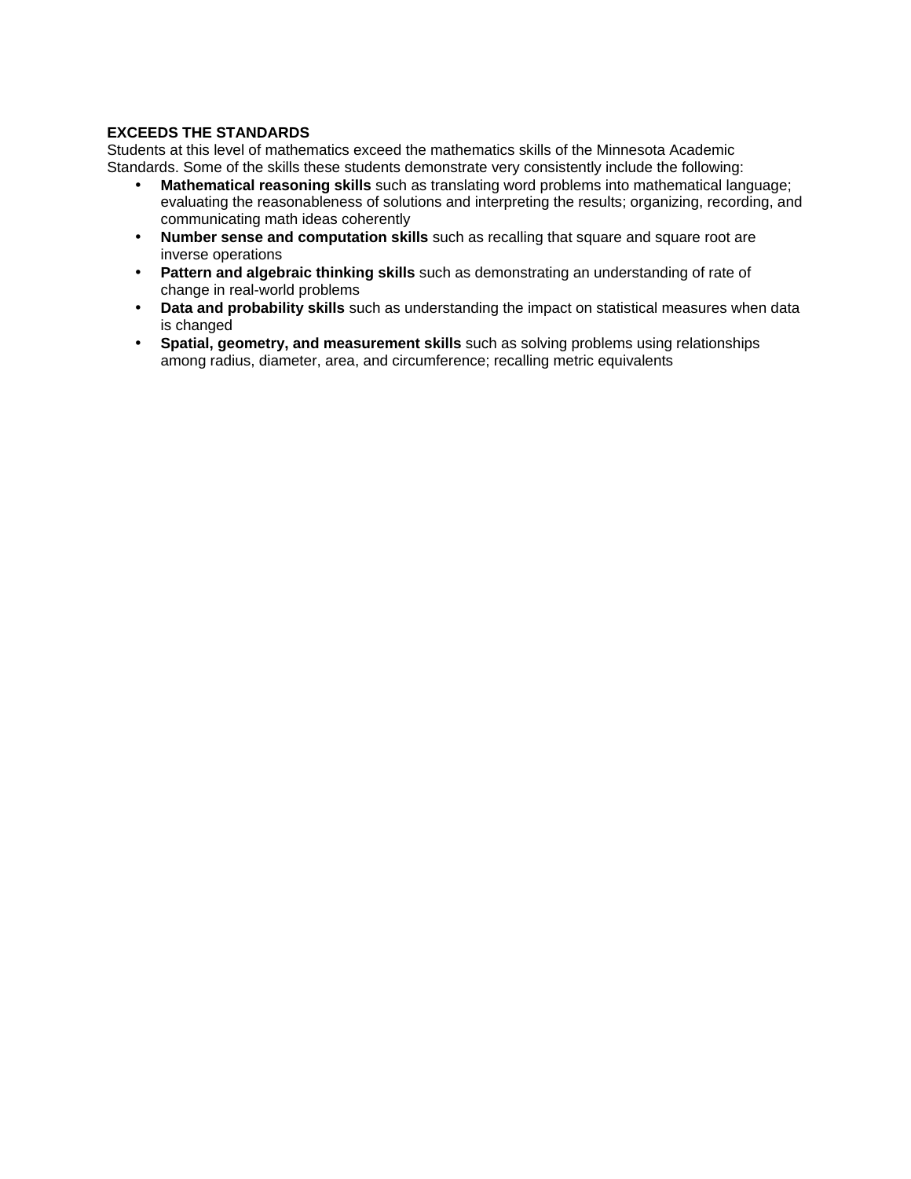**EXCEEDS THE STANDARDS**

Students at this level of mathematics exceed the mathematics skills of the Minnesota Academic Standards. Some of the skills these students demonstrate very consistently include the following:

- **Mathematical reasoning skills** such as translating word problems into mathematical language; evaluating the reasonableness of solutions and interpreting the results; organizing, recording, and communicating math ideas coherently
- **Number sense and computation skills** such as recalling that square and square root are inverse operations
- **Pattern and algebraic thinking skills** such as demonstrating an understanding of rate of change in real-world problems
- **Data and probability skills** such as understanding the impact on statistical measures when data is changed
- **Spatial, geometry, and measurement skills** such as solving problems using relationships among radius, diameter, area, and circumference; recalling metric equivalents